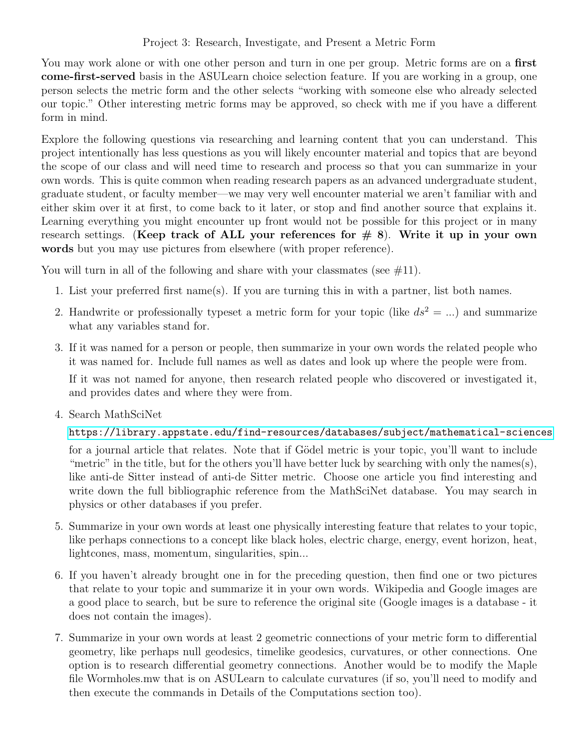# Project 3: Research, Investigate, and Present a Metric Form

You may work alone or with one other person and turn in one per group. Metric forms are on a **first come-first-served** basis in the ASULearn choice selection feature. If you are working in a group, one person selects the metric form and the other selects "working with someone else who already selected our topic." Other interesting metric forms may be approved, so check with me if you have a different form in mind.

Explore the following questions via researching and learning content that you can understand. This project intentionally has less questions as you will likely encounter material and topics that are beyond the scope of our class and will need time to research and process so that you can summarize in your own words. This is quite common when reading research papers as an advanced undergraduate student, graduate student, or faculty member—we may very well encounter material we aren't familiar with and either skim over it at first, to come back to it later, or stop and find another source that explains it. Learning everything you might encounter up front would not be possible for this project or in many research settings. (**Keep track of ALL your references for # 8**). **Write it up in your own words** but you may use pictures from elsewhere (with proper reference).

You will turn in all of the following and share with your classmates (see #11).

1. List your preferred first name(s). If you are turning this in with a partner, list both names.
2. Handwrite or professionally typeset a metric form for your topic (like $ds^2 = ...$) and summarize what any variables stand for.
3. If it was named for a person or people, then summarize in your own words the related people who it was named for. Include full names as well as dates and look up where the people were from.

   If it was not named for anyone, then research related people who discovered or investigated it, and provides dates and where they were from.
4. Search MathSciNet

   https://library.appstate.edu/find-resources/databases/subject/mathematical-sciences

   for a journal article that relates. Note that if Gödel metric is your topic, you'll want to include "metric" in the title, but for the others you'll have better luck by searching with only the names(s), like anti-de Sitter instead of anti-de Sitter metric. Choose one article you find interesting and write down the full bibliographic reference from the MathSciNet database. You may search in physics or other databases if you prefer.
5. Summarize in your own words at least one physically interesting feature that relates to your topic, like perhaps connections to a concept like black holes, electric charge, energy, event horizon, heat, lightcones, mass, momentum, singularities, spin...
6. If you haven't already brought one in for the preceding question, then find one or two pictures that relate to your topic and summarize it in your own words. Wikipedia and Google images are a good place to search, but be sure to reference the original site (Google images is a database - it does not contain the images).
7. Summarize in your own words at least 2 geometric connections of your metric form to differential geometry, like perhaps null geodesics, timelike geodesics, curvatures, or other connections. One option is to research differential geometry connections. Another would be to modify the Maple file Wormholes.mw that is on ASULearn to calculate curvatures (if so, you'll need to modify and then execute the commands in Details of the Computations section too).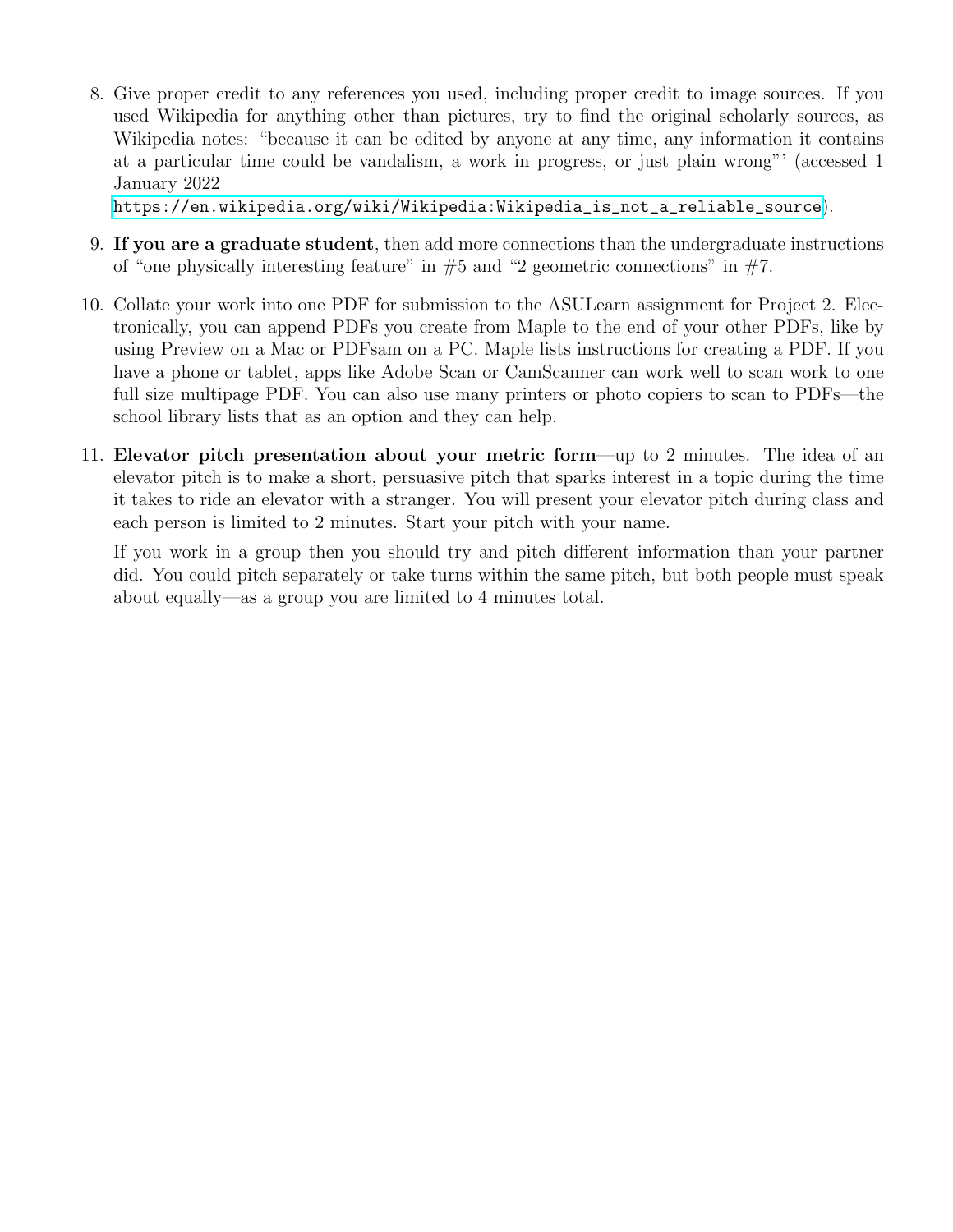8. Give proper credit to any references you used, including proper credit to image sources. If you used Wikipedia for anything other than pictures, try to find the original scholarly sources, as Wikipedia notes: "because it can be edited by anyone at any time, any information it contains at a particular time could be vandalism, a work in progress, or just plain wrong"' (accessed 1 January 2022 https://en.wikipedia.org/wiki/Wikipedia:Wikipedia_is_not_a_reliable_source).

9. **If you are a graduate student**, then add more connections than the undergraduate instructions of "one physically interesting feature" in #5 and "2 geometric connections" in #7.

10. Collate your work into one PDF for submission to the ASULearn assignment for Project 2. Electronically, you can append PDFs you create from Maple to the end of your other PDFs, like by using Preview on a Mac or PDFsam on a PC. Maple lists instructions for creating a PDF. If you have a phone or tablet, apps like Adobe Scan or CamScanner can work well to scan work to one full size multipage PDF. You can also use many printers or photo copiers to scan to PDFs—the school library lists that as an option and they can help.

11. **Elevator pitch presentation about your metric form**—up to 2 minutes. The idea of an elevator pitch is to make a short, persuasive pitch that sparks interest in a topic during the time it takes to ride an elevator with a stranger. You will present your elevator pitch during class and each person is limited to 2 minutes. Start your pitch with your name.

    If you work in a group then you should try and pitch different information than your partner did. You could pitch separately or take turns within the same pitch, but both people must speak about equally—as a group you are limited to 4 minutes total.